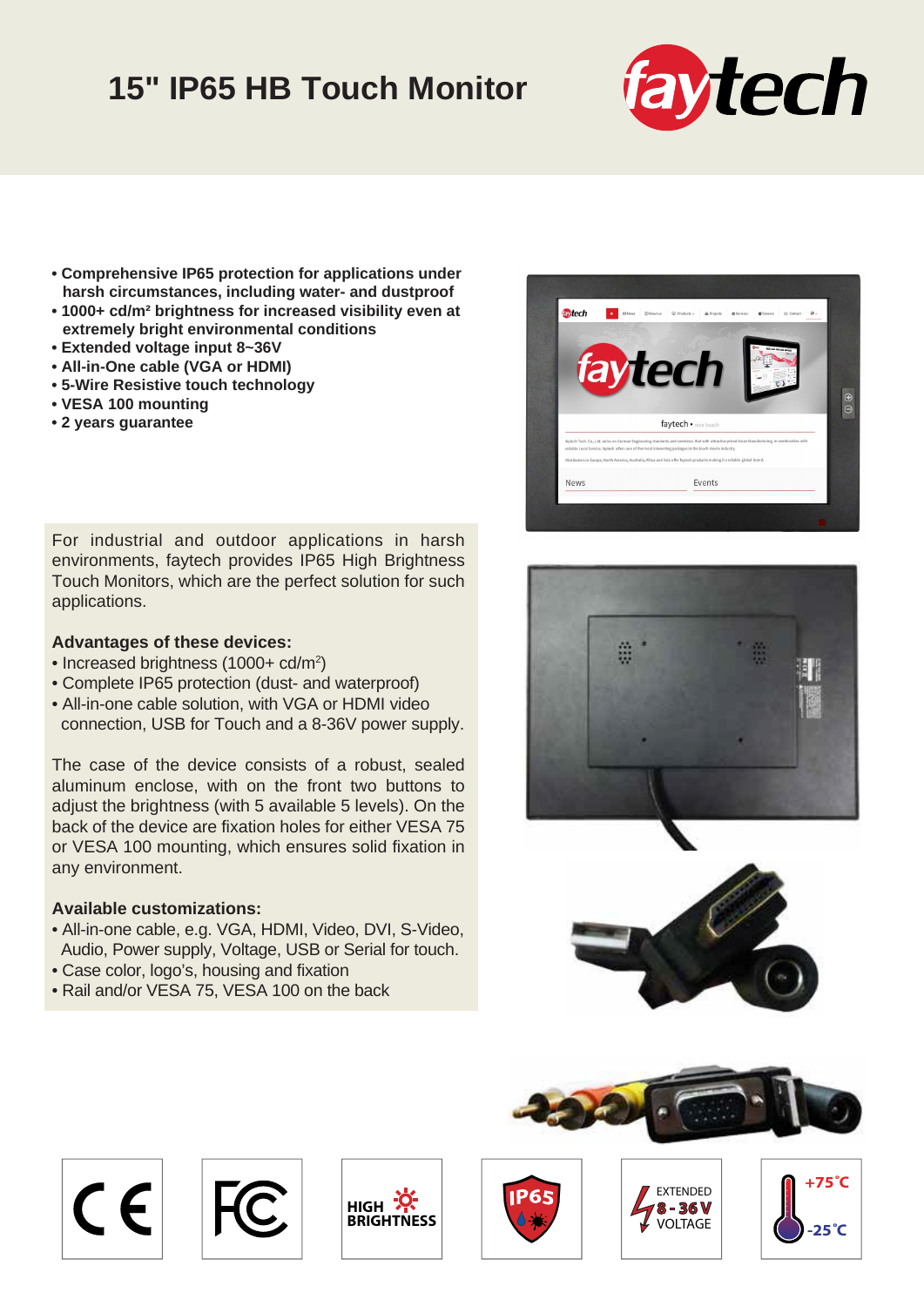# 15" IP65 HB Touch Monitor

- Comprehensive IP65 protection for applications under harsh circumstances, including water- and dustproof
- 1000+ cd/m² brightness for increased visibility even at extremely bright environmental conditions
- Extended voltage input 8~36V
- All-in-One cable (VGA or HDMI)
- 5-Wire Resistive touch technology
- VESA 100 mounting
- 2 years guarantee

For industrial and outdoor applications in harsh environments, faytech provides IP65 High Brightness Touch Monitors, which are the perfect solution for such applications.

**Advantages of these devices:**

- Increased brightness (1000+ cd/m$^2$)
- Complete IP65 protection (dust- and waterproof)
- All-in-one cable solution, with VGA or HDMI video connection, USB for Touch and a 8-36V power supply.

The case of the device consists of a robust, sealed aluminum enclose, with on the front two buttons to adjust the brightness (with 5 available 5 levels). On the back of the device are fixation holes for either VESA 75 or VESA 100 mounting, which ensures solid fixation in any environment.

**Available customizations:**

- All-in-one cable, e.g. VGA, HDMI, Video, DVI, S-Video, Audio, Power supply, Voltage, USB or Serial for touch.
- Case color, logo's, housing and fixation
- Rail and/or VESA 75, VESA 100 on the back

CE FC HIGH BRIGHTNESS IP65 EXTENDED 8 - 36 V VOLTAGE +75˚C -25˚C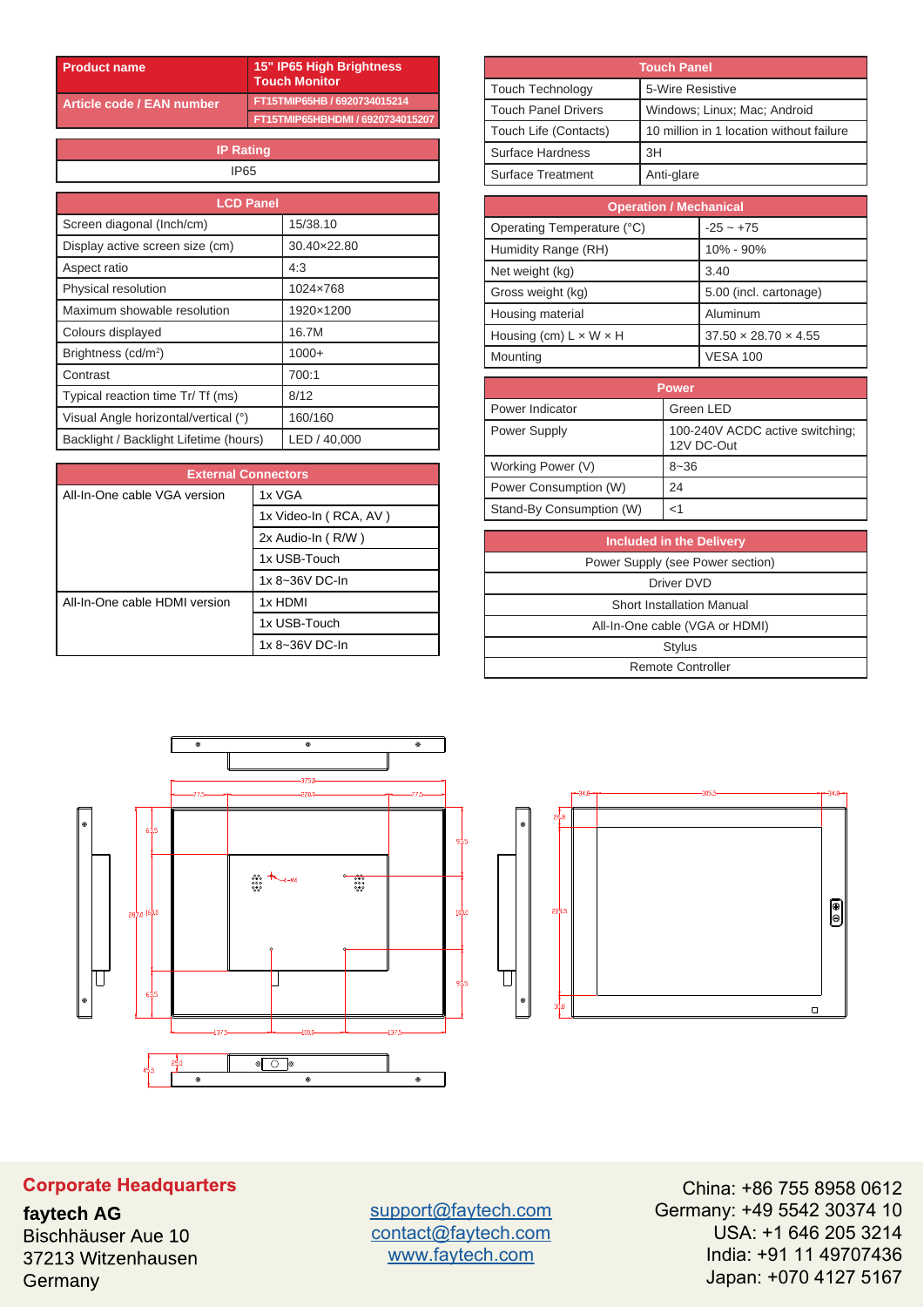| Product name | 15" IP65 High Brightness Touch Monitor |
|---|---|
| Article code / EAN number | FT15TMIP65HB / 6920734015214 |
| | FT15TMIP65HBHDMI / 6920734015207 |

| IP Rating |
|---|
| IP65 |

| LCD Panel | |
|---|---|
| Screen diagonal (Inch/cm) | 15/38.10 |
| Display active screen size (cm) | 30.40×22.80 |
| Aspect ratio | 4:3 |
| Physical resolution | 1024×768 |
| Maximum showable resolution | 1920×1200 |
| Colours displayed | 16.7M |
| Brightness (cd/m²) | 1000+ |
| Contrast | 700:1 |
| Typical reaction time Tr/ Tf (ms) | 8/12 |
| Visual Angle horizontal/vertical (°) | 160/160 |
| Backlight / Backlight Lifetime (hours) | LED / 40,000 |

| External Connectors | |
|---|---|
| All-In-One cable VGA version | 1x VGA |
| | 1x Video-In ( RCA, AV ) |
| | 2x Audio-In ( R/W ) |
| | 1x USB-Touch |
| | 1x 8~36V DC-In |
| All-In-One cable HDMI version | 1x HDMI |
| | 1x USB-Touch |
| | 1x 8~36V DC-In |

| Touch Panel | |
|---|---|
| Touch Technology | 5-Wire Resistive |
| Touch Panel Drivers | Windows; Linux; Mac; Android |
| Touch Life (Contacts) | 10 million in 1 location without failure |
| Surface Hardness | 3H |
| Surface Treatment | Anti-glare |

| Operation / Mechanical | |
|---|---|
| Operating Temperature (°C) | -25 ~ +75 |
| Humidity Range (RH) | 10% - 90% |
| Net weight (kg) | 3.40 |
| Gross weight (kg) | 5.00 (incl. cartonage) |
| Housing material | Aluminum |
| Housing (cm) L × W × H | 37.50 × 28.70 × 4.55 |
| Mounting | VESA 100 |

| Power | |
|---|---|
| Power Indicator | Green LED |
| Power Supply | 100-240V ACDC active switching; 12V DC-Out |
| Working Power (V) | 8~36 |
| Power Consumption (W) | 24 |
| Stand-By Consumption (W) | <1 |

| Included in the Delivery |
|---|
| Power Supply (see Power section) |
| Driver DVD |
| Short Installation Manual |
| All-In-One cable (VGA or HDMI) |
| Stylus |
| Remote Controller |

375.0
77.5
220.0
77.5
63.5
287.0
160.0
63.5
95.5
100.0
95.5
137.5
100.0
137.5
45.5
25.0
34.8
305.5
34.8
28.8
229.5
30.8

**Corporate Headquarters**

**faytech AG**
Bischhäuser Aue 10
37213 Witzenhausen
Germany

support@faytech.com
contact@faytech.com
www.faytech.com

China: +86 755 8958 0612
Germany: +49 5542 30374 10
USA: +1 646 205 3214
India: +91 11 49707436
Japan: +070 4127 5167